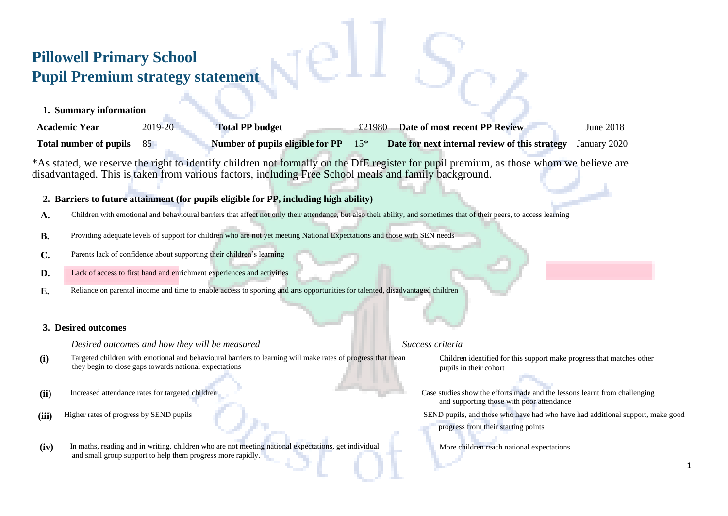# Pillowell Primary School
# Pupil Premium strategy statement

## 1. Summary information

| Academic Year | 2019-20 | Total PP budget | £21980 | Date of most recent PP Review | June 2018 |
|---|---|---|---|---|---|
| Total number of pupils | 85 | Number of pupils eligible for PP | 15* | Date for next internal review of this strategy | January 2020 |

*As stated, we reserve the right to identify children not formally on the DfE register for pupil premium, as those whom we believe are disadvantaged. This is taken from various factors, including Free School meals and family background.

## 2. Barriers to future attainment (for pupils eligible for PP, including high ability)

| | |
|---|---|
| **A.** | Children with emotional and behavioural barriers that affect not only their attendance, but also their ability, and sometimes that of their peers, to access learning |
| **B.** | Providing adequate levels of support for children who are not yet meeting National Expectations and those with SEN needs |
| **C.** | Parents lack of confidence about supporting their children's learning |
| **D.** | Lack of access to first hand and enrichment experiences and activities |
| **E.** | Reliance on parental income and time to enable access to sporting and arts opportunities for talented, disadvantaged children |

## 3. Desired outcomes

| | *Desired outcomes and how they will be measured* | *Success criteria* |
|---|---|---|
| **(i)** | Targeted children with emotional and behavioural barriers to learning will make rates of progress that mean they begin to close gaps towards national expectations | Children identified for this support make progress that matches other pupils in their cohort |
| **(ii)** | Increased attendance rates for targeted children | Case studies show the efforts made and the lessons learnt from challenging and supporting those with poor attendance |
| **(iii)** | Higher rates of progress by SEND pupils | SEND pupils, and those who have had who have had additional support, make good progress from their starting points |
| **(iv)** | In maths, reading and in writing, children who are not meeting national expectations, get individual and small group support to help them progress more rapidly. | More children reach national expectations |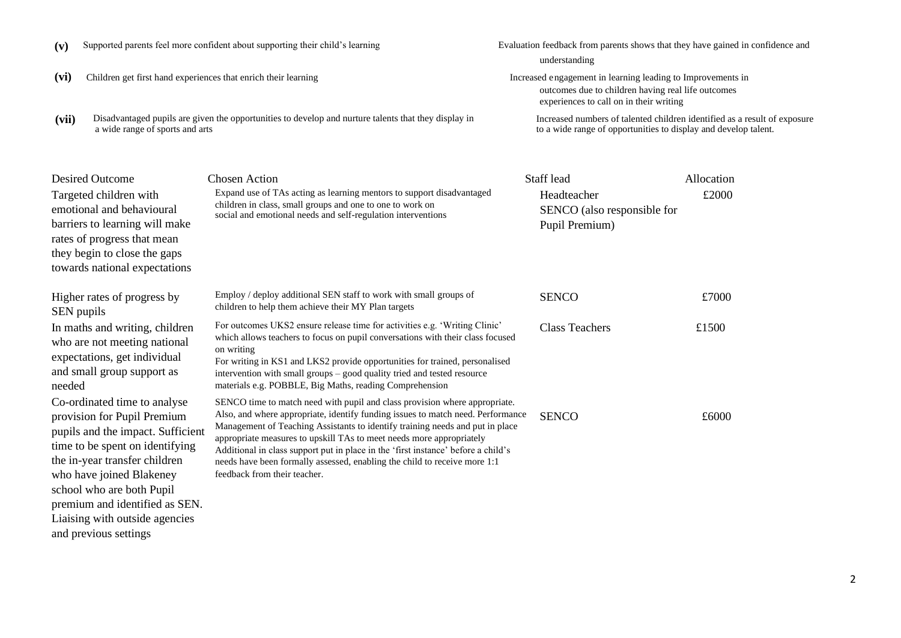| | | |
|---|---|---|
| **(v)** | Supported parents feel more confident about supporting their child's learning | Evaluation feedback from parents shows that they have gained in confidence and understanding |
| **(vi)** | Children get first hand experiences that enrich their learning | Increased engagement in learning leading to Improvements in outcomes due to children having real life outcomes experiences to call on in their writing |
| **(vii)** | Disadvantaged pupils are given the opportunities to develop and nurture talents that they display in a wide range of sports and arts | Increased numbers of talented children identified as a result of exposure to a wide range of opportunities to display and develop talent. |

| Desired Outcome | Chosen Action | Staff lead | Allocation |
|---|---|---|---|
| Targeted children with emotional and behavioural barriers to learning will make rates of progress that mean they begin to close the gaps towards national expectations | Expand use of TAs acting as learning mentors to support disadvantaged children in class, small groups and one to one to work on social and emotional needs and self-regulation interventions | Headteacher<br>SENCO (also responsible for Pupil Premium) | £2000 |
| Higher rates of progress by SEN pupils | Employ / deploy additional SEN staff to work with small groups of children to help them achieve their MY Plan targets | SENCO | £7000 |
| In maths and writing, children who are not meeting national expectations, get individual and small group support as needed | For outcomes UKS2 ensure release time for activities e.g. 'Writing Clinic' which allows teachers to focus on pupil conversations with their class focused on writing<br>For writing in KS1 and LKS2 provide opportunities for trained, personalised intervention with small groups – good quality tried and tested resource materials e.g. POBBLE, Big Maths, reading Comprehension | Class Teachers | £1500 |
| Co-ordinated time to analyse provision for Pupil Premium pupils and the impact. Sufficient time to be spent on identifying the in-year transfer children who have joined Blakeney school who are both Pupil premium and identified as SEN. Liaising with outside agencies and previous settings | SENCO time to match need with pupil and class provision where appropriate. Also, and where appropriate, identify funding issues to match need. Performance Management of Teaching Assistants to identify training needs and put in place appropriate measures to upskill TAs to meet needs more appropriately<br>Additional in class support put in place in the 'first instance' before a child's needs have been formally assessed, enabling the child to receive more 1:1 feedback from their teacher. | SENCO | £6000 |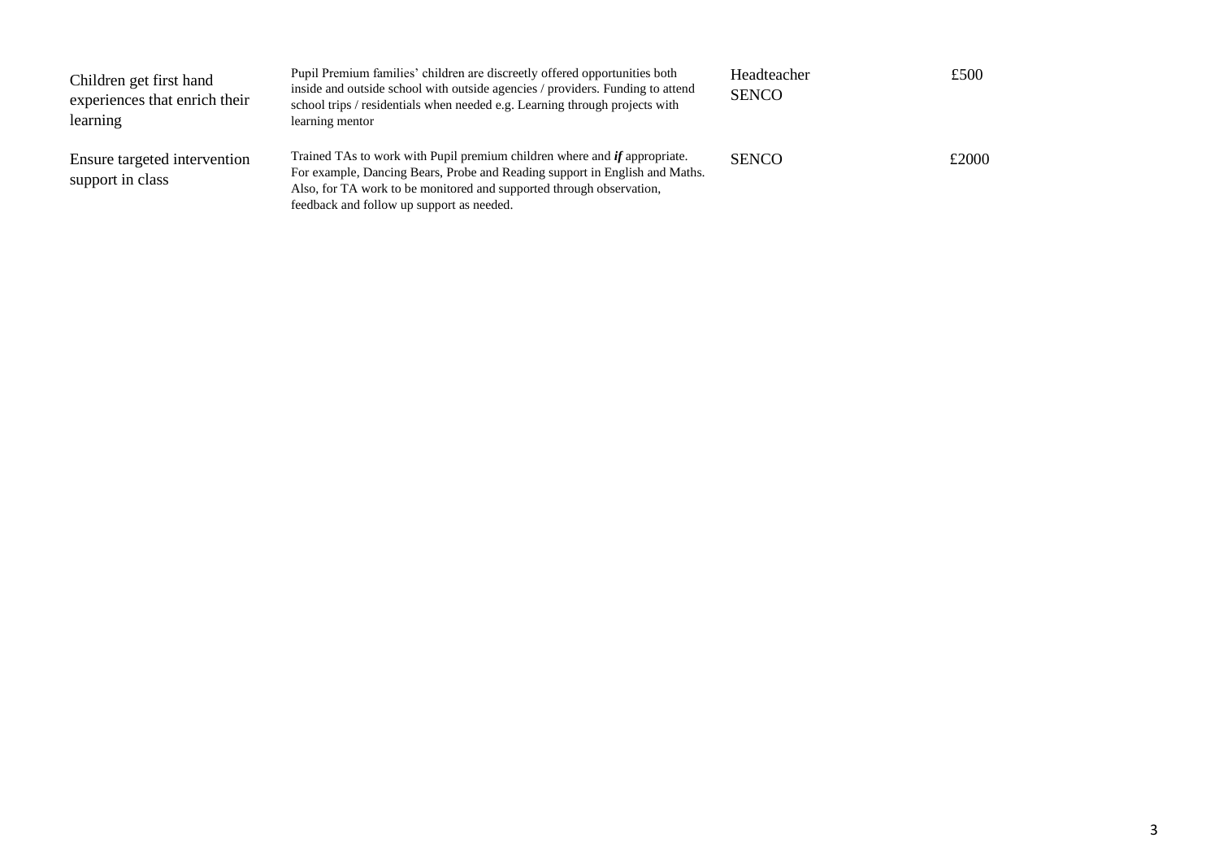| | | | |
|---|---|---|---|
| Children get first hand experiences that enrich their learning | Pupil Premium families' children are discreetly offered opportunities both inside and outside school with outside agencies / providers. Funding to attend school trips / residentials when needed e.g. Learning through projects with learning mentor | Headteacher SENCO | £500 |
| Ensure targeted intervention support in class | Trained TAs to work with Pupil premium children where and ***if*** appropriate. For example, Dancing Bears, Probe and Reading support in English and Maths. Also, for TA work to be monitored and supported through observation, feedback and follow up support as needed. | SENCO | £2000 |